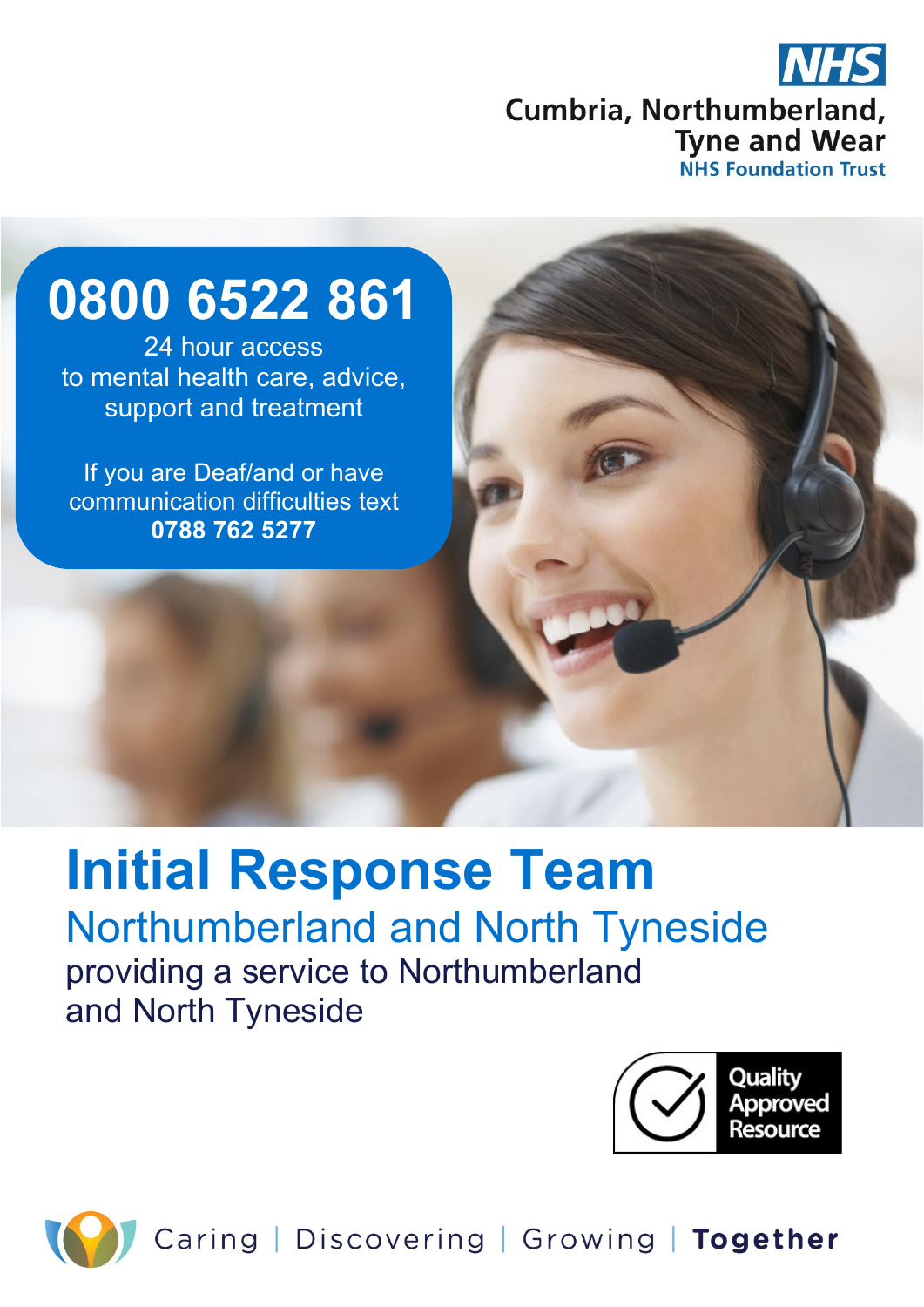NHS
Cumbria, Northumberland, Tyne and Wear
NHS Foundation Trust

**0800 6522 861**

24 hour access to mental health care, advice, support and treatment

If you are Deaf/and or have communication difficulties text **0788 762 5277**

# Initial Response Team

## Northumberland and North Tyneside

providing a service to Northumberland and North Tyneside

Quality Approved Resource

Caring | Discovering | Growing | **Together**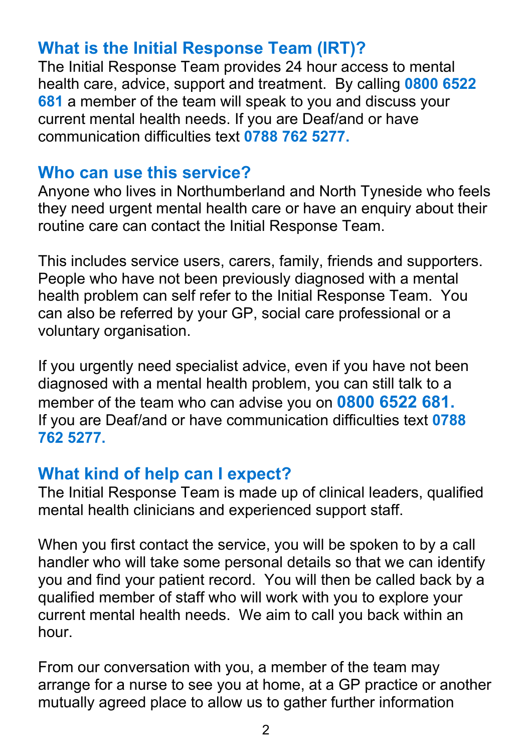## What is the Initial Response Team (IRT)?

The Initial Response Team provides 24 hour access to mental health care, advice, support and treatment. By calling **0800 6522 681** a member of the team will speak to you and discuss your current mental health needs. If you are Deaf/and or have communication difficulties text **0788 762 5277.**

## Who can use this service?

Anyone who lives in Northumberland and North Tyneside who feels they need urgent mental health care or have an enquiry about their routine care can contact the Initial Response Team.

This includes service users, carers, family, friends and supporters. People who have not been previously diagnosed with a mental health problem can self refer to the Initial Response Team. You can also be referred by your GP, social care professional or a voluntary organisation.

If you urgently need specialist advice, even if you have not been diagnosed with a mental health problem, you can still talk to a member of the team who can advise you on **0800 6522 681.** If you are Deaf/and or have communication difficulties text **0788 762 5277.**

## What kind of help can I expect?

The Initial Response Team is made up of clinical leaders, qualified mental health clinicians and experienced support staff.

When you first contact the service, you will be spoken to by a call handler who will take some personal details so that we can identify you and find your patient record. You will then be called back by a qualified member of staff who will work with you to explore your current mental health needs. We aim to call you back within an hour.

From our conversation with you, a member of the team may arrange for a nurse to see you at home, at a GP practice or another mutually agreed place to allow us to gather further information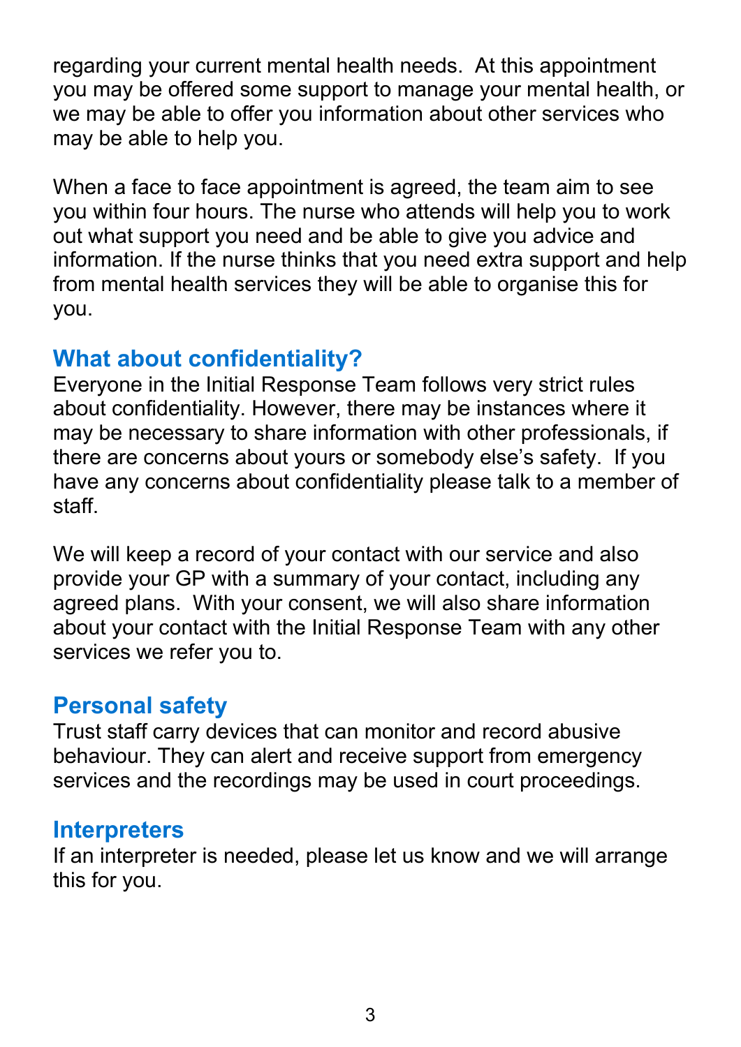regarding your current mental health needs. At this appointment you may be offered some support to manage your mental health, or we may be able to offer you information about other services who may be able to help you.

When a face to face appointment is agreed, the team aim to see you within four hours. The nurse who attends will help you to work out what support you need and be able to give you advice and information. If the nurse thinks that you need extra support and help from mental health services they will be able to organise this for you.

## What about confidentiality?

Everyone in the Initial Response Team follows very strict rules about confidentiality. However, there may be instances where it may be necessary to share information with other professionals, if there are concerns about yours or somebody else's safety. If you have any concerns about confidentiality please talk to a member of staff.

We will keep a record of your contact with our service and also provide your GP with a summary of your contact, including any agreed plans. With your consent, we will also share information about your contact with the Initial Response Team with any other services we refer you to.

## Personal safety

Trust staff carry devices that can monitor and record abusive behaviour. They can alert and receive support from emergency services and the recordings may be used in court proceedings.

## Interpreters

If an interpreter is needed, please let us know and we will arrange this for you.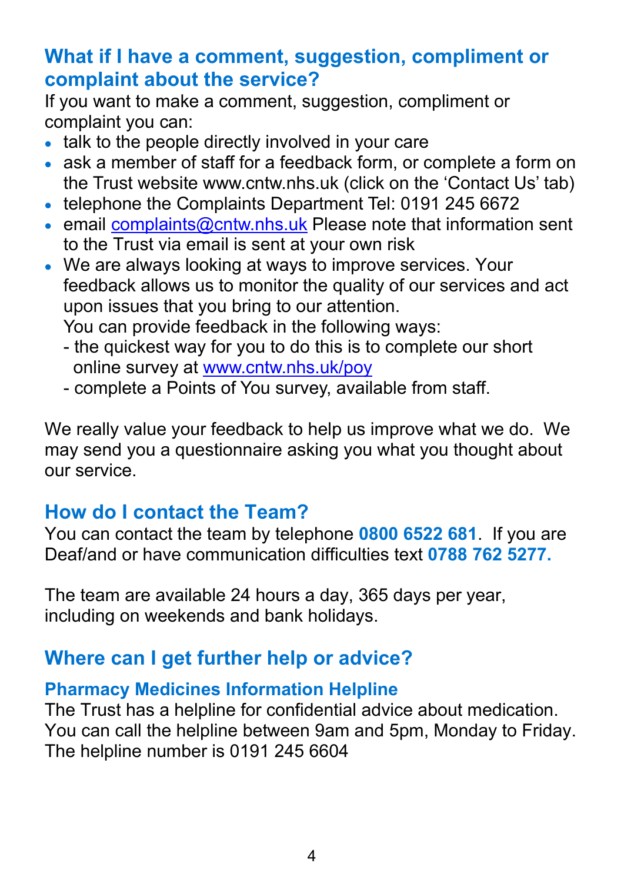## What if I have a comment, suggestion, compliment or complaint about the service?

If you want to make a comment, suggestion, compliment or complaint you can:

- talk to the people directly involved in your care
- ask a member of staff for a feedback form, or complete a form on the Trust website www.cntw.nhs.uk (click on the 'Contact Us' tab)
- telephone the Complaints Department Tel: 0191 245 6672
- email complaints@cntw.nhs.uk Please note that information sent to the Trust via email is sent at your own risk
- We are always looking at ways to improve services. Your feedback allows us to monitor the quality of our services and act upon issues that you bring to our attention.
  You can provide feedback in the following ways:
  - the quickest way for you to do this is to complete our short online survey at www.cntw.nhs.uk/poy
  - complete a Points of You survey, available from staff.

We really value your feedback to help us improve what we do. We may send you a questionnaire asking you what you thought about our service.

## How do I contact the Team?

You can contact the team by telephone **0800 6522 681**. If you are Deaf/and or have communication difficulties text **0788 762 5277.**

The team are available 24 hours a day, 365 days per year, including on weekends and bank holidays.

## Where can I get further help or advice?

### Pharmacy Medicines Information Helpline

The Trust has a helpline for confidential advice about medication. You can call the helpline between 9am and 5pm, Monday to Friday. The helpline number is 0191 245 6604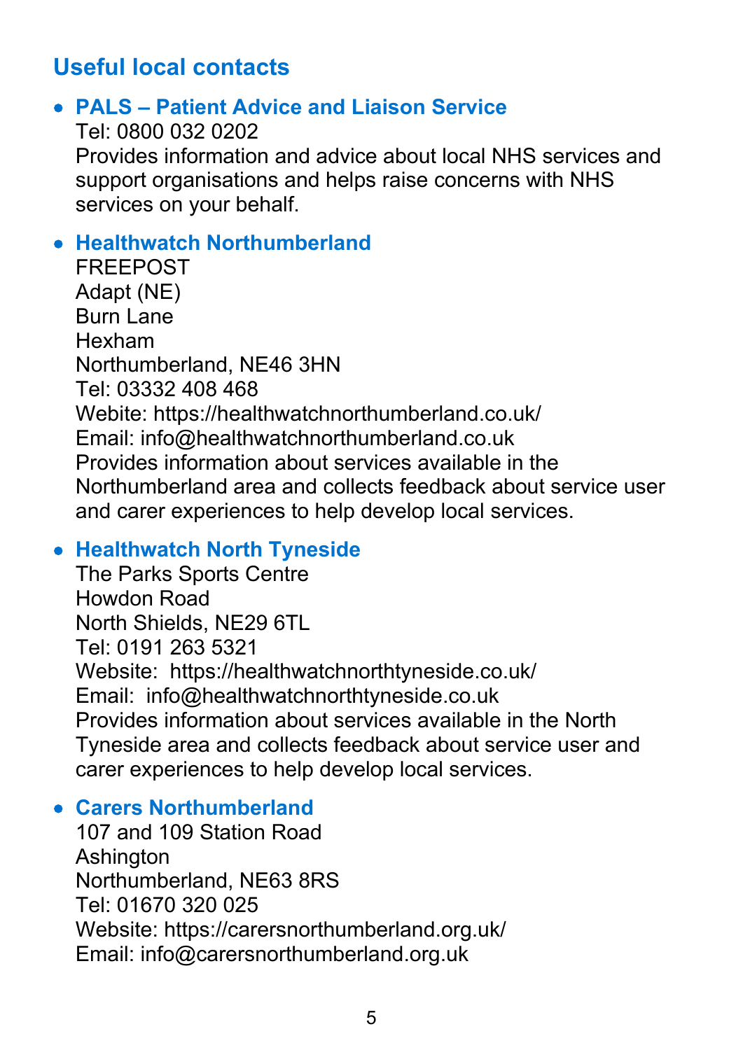## Useful local contacts

- **PALS – Patient Advice and Liaison Service**
  Tel: 0800 032 0202
  Provides information and advice about local NHS services and support organisations and helps raise concerns with NHS services on your behalf.

- **Healthwatch Northumberland**
  FREEPOST
  Adapt (NE)
  Burn Lane
  Hexham
  Northumberland, NE46 3HN
  Tel: 03332 408 468
  Webite: https://healthwatchnorthumberland.co.uk/
  Email: info@healthwatchnorthumberland.co.uk
  Provides information about services available in the Northumberland area and collects feedback about service user and carer experiences to help develop local services.

- **Healthwatch North Tyneside**
  The Parks Sports Centre
  Howdon Road
  North Shields, NE29 6TL
  Tel: 0191 263 5321
  Website: https://healthwatchnorthtyneside.co.uk/
  Email: info@healthwatchnorthtyneside.co.uk
  Provides information about services available in the North Tyneside area and collects feedback about service user and carer experiences to help develop local services.

- **Carers Northumberland**
  107 and 109 Station Road
  Ashington
  Northumberland, NE63 8RS
  Tel: 01670 320 025
  Website: https://carersnorthumberland.org.uk/
  Email: info@carersnorthumberland.org.uk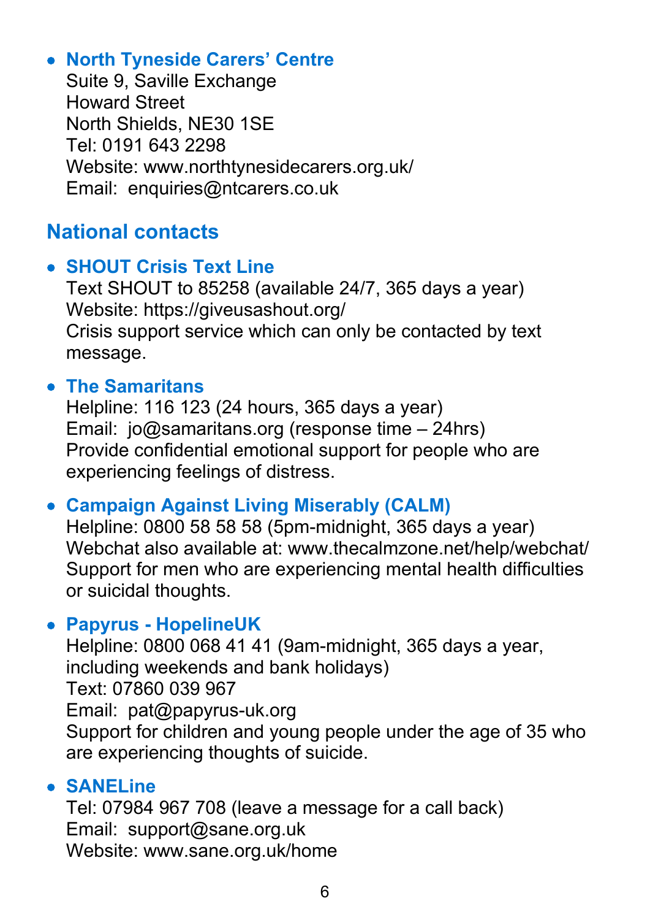- **North Tyneside Carers' Centre**
  Suite 9, Saville Exchange
  Howard Street
  North Shields, NE30 1SE
  Tel: 0191 643 2298
  Website: www.northtynesidecarers.org.uk/
  Email: enquiries@ntcarers.co.uk

## National contacts

- **SHOUT Crisis Text Line**
  Text SHOUT to 85258 (available 24/7, 365 days a year)
  Website: https://giveusashout.org/
  Crisis support service which can only be contacted by text message.

- **The Samaritans**
  Helpline: 116 123 (24 hours, 365 days a year)
  Email: jo@samaritans.org (response time – 24hrs)
  Provide confidential emotional support for people who are experiencing feelings of distress.

- **Campaign Against Living Miserably (CALM)**
  Helpline: 0800 58 58 58 (5pm-midnight, 365 days a year)
  Webchat also available at: www.thecalmzone.net/help/webchat/
  Support for men who are experiencing mental health difficulties or suicidal thoughts.

- **Papyrus - HopelineUK**
  Helpline: 0800 068 41 41 (9am-midnight, 365 days a year, including weekends and bank holidays)
  Text: 07860 039 967
  Email: pat@papyrus-uk.org
  Support for children and young people under the age of 35 who are experiencing thoughts of suicide.

- **SANELine**
  Tel: 07984 967 708 (leave a message for a call back)
  Email: support@sane.org.uk
  Website: www.sane.org.uk/home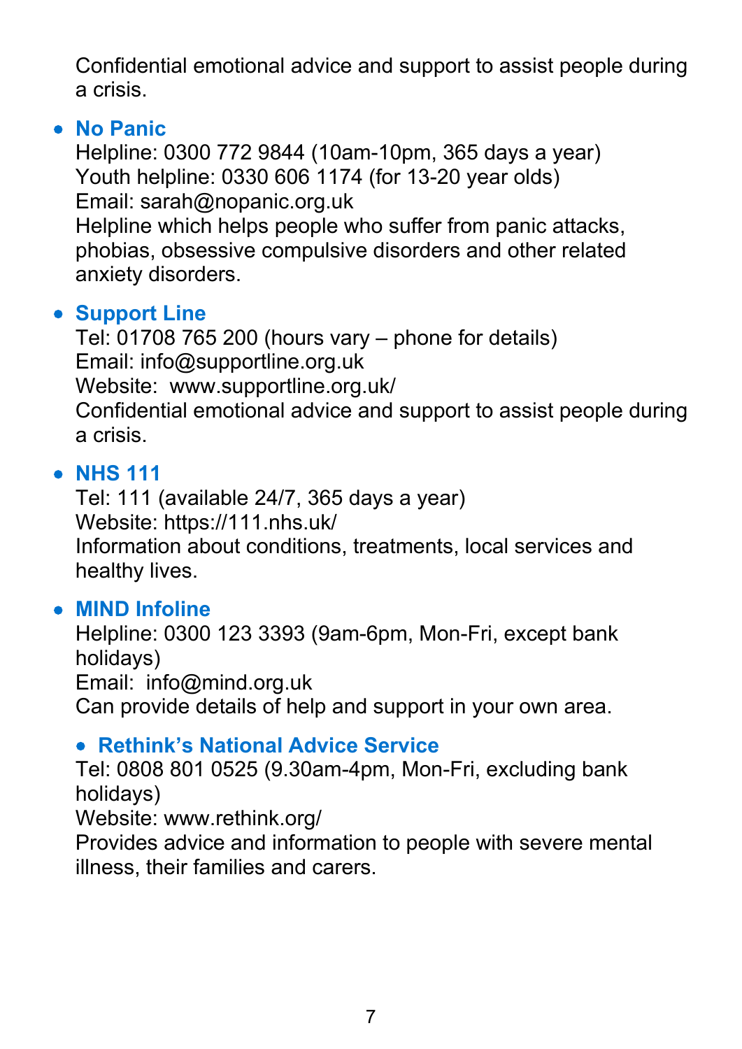Confidential emotional advice and support to assist people during a crisis.

- **No Panic**
  Helpline: 0300 772 9844 (10am-10pm, 365 days a year)
  Youth helpline: 0330 606 1174 (for 13-20 year olds)
  Email: sarah@nopanic.org.uk
  Helpline which helps people who suffer from panic attacks, phobias, obsessive compulsive disorders and other related anxiety disorders.

- **Support Line**
  Tel: 01708 765 200 (hours vary – phone for details)
  Email: info@supportline.org.uk
  Website: www.supportline.org.uk/
  Confidential emotional advice and support to assist people during a crisis.

- **NHS 111**
  Tel: 111 (available 24/7, 365 days a year)
  Website: https://111.nhs.uk/
  Information about conditions, treatments, local services and healthy lives.

- **MIND Infoline**
  Helpline: 0300 123 3393 (9am-6pm, Mon-Fri, except bank holidays)
  Email: info@mind.org.uk
  Can provide details of help and support in your own area.

- **Rethink's National Advice Service**
  Tel: 0808 801 0525 (9.30am-4pm, Mon-Fri, excluding bank holidays)
  Website: www.rethink.org/
  Provides advice and information to people with severe mental illness, their families and carers.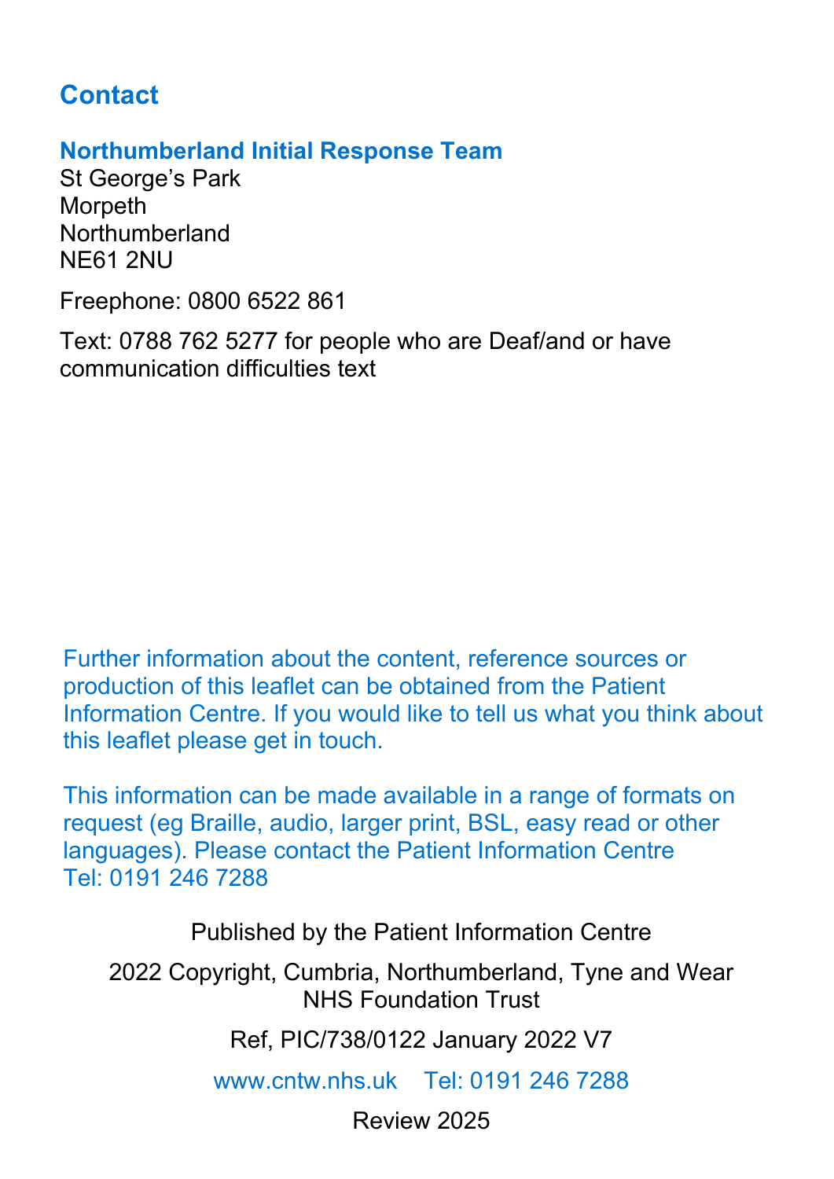## Contact

### Northumberland Initial Response Team

St George's Park
Morpeth
Northumberland
NE61 2NU

Freephone: 0800 6522 861

Text: 0788 762 5277 for people who are Deaf/and or have communication difficulties text

Further information about the content, reference sources or production of this leaflet can be obtained from the Patient Information Centre. If you would like to tell us what you think about this leaflet please get in touch.

This information can be made available in a range of formats on request (eg Braille, audio, larger print, BSL, easy read or other languages). Please contact the Patient Information Centre
Tel: 0191 246 7288

Published by the Patient Information Centre

2022 Copyright, Cumbria, Northumberland, Tyne and Wear NHS Foundation Trust

Ref, PIC/738/0122 January 2022 V7

www.cntw.nhs.uk Tel: 0191 246 7288

Review 2025